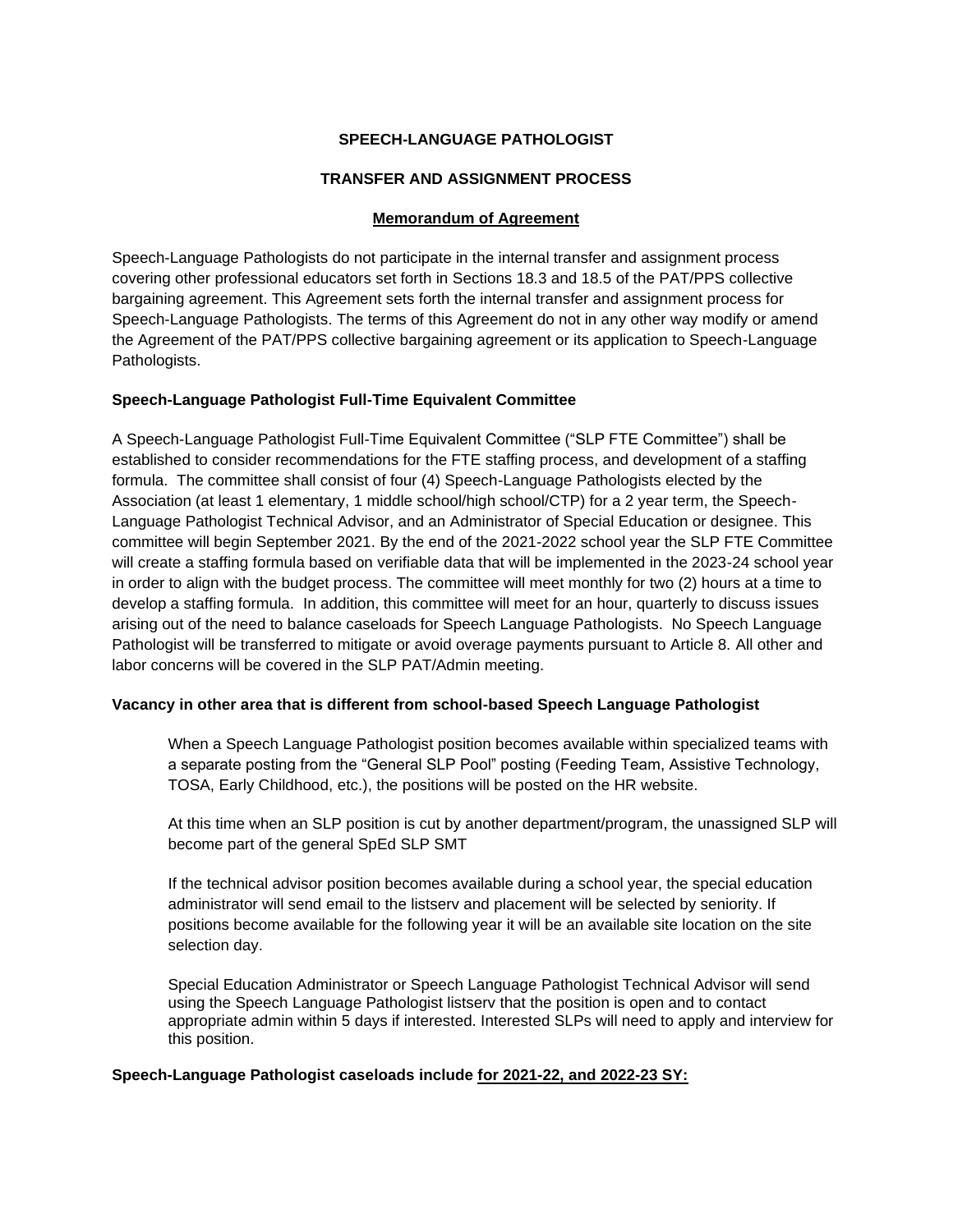**SPEECH-LANGUAGE PATHOLOGIST**

**TRANSFER AND ASSIGNMENT PROCESS**

**Memorandum of Agreement**

Speech-Language Pathologists do not participate in the internal transfer and assignment process covering other professional educators set forth in Sections 18.3 and 18.5 of the PAT/PPS collective bargaining agreement. This Agreement sets forth the internal transfer and assignment process for Speech-Language Pathologists. The terms of this Agreement do not in any other way modify or amend the Agreement of the PAT/PPS collective bargaining agreement or its application to Speech-Language Pathologists.

**Speech-Language Pathologist Full-Time Equivalent Committee**

A Speech-Language Pathologist Full-Time Equivalent Committee ("SLP FTE Committee") shall be established to consider recommendations for the FTE staffing process, and development of a staffing formula. The committee shall consist of four (4) Speech-Language Pathologists elected by the Association (at least 1 elementary, 1 middle school/high school/CTP) for a 2 year term, the Speech-Language Pathologist Technical Advisor, and an Administrator of Special Education or designee. This committee will begin September 2021. By the end of the 2021-2022 school year the SLP FTE Committee will create a staffing formula based on verifiable data that will be implemented in the 2023-24 school year in order to align with the budget process. The committee will meet monthly for two (2) hours at a time to develop a staffing formula. In addition, this committee will meet for an hour, quarterly to discuss issues arising out of the need to balance caseloads for Speech Language Pathologists. No Speech Language Pathologist will be transferred to mitigate or avoid overage payments pursuant to Article 8. All other and labor concerns will be covered in the SLP PAT/Admin meeting.

**Vacancy in other area that is different from school-based Speech Language Pathologist**

When a Speech Language Pathologist position becomes available within specialized teams with a separate posting from the "General SLP Pool" posting (Feeding Team, Assistive Technology, TOSA, Early Childhood, etc.), the positions will be posted on the HR website.

At this time when an SLP position is cut by another department/program, the unassigned SLP will become part of the general SpEd SLP SMT

If the technical advisor position becomes available during a school year, the special education administrator will send email to the listserv and placement will be selected by seniority. If positions become available for the following year it will be an available site location on the site selection day.

Special Education Administrator or Speech Language Pathologist Technical Advisor will send using the Speech Language Pathologist listserv that the position is open and to contact appropriate admin within 5 days if interested. Interested SLPs will need to apply and interview for this position.

**Speech-Language Pathologist caseloads include <u>for 2021-22, and 2022-23 SY:</u>**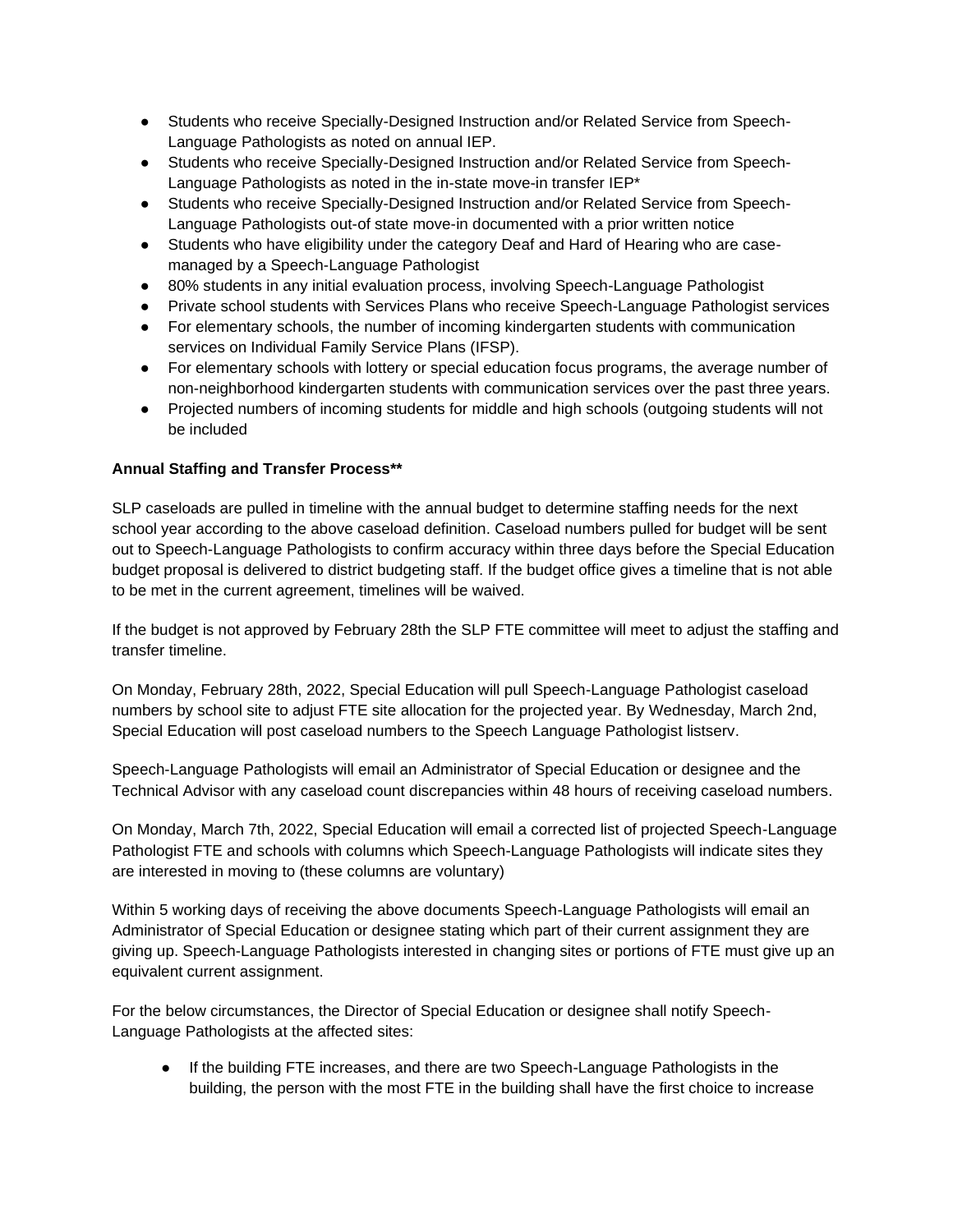- Students who receive Specially-Designed Instruction and/or Related Service from Speech-Language Pathologists as noted on annual IEP.
- Students who receive Specially-Designed Instruction and/or Related Service from Speech-Language Pathologists as noted in the in-state move-in transfer IEP*
- Students who receive Specially-Designed Instruction and/or Related Service from Speech-Language Pathologists out-of state move-in documented with a prior written notice
- Students who have eligibility under the category Deaf and Hard of Hearing who are case-managed by a Speech-Language Pathologist
- 80% students in any initial evaluation process, involving Speech-Language Pathologist
- Private school students with Services Plans who receive Speech-Language Pathologist services
- For elementary schools, the number of incoming kindergarten students with communication services on Individual Family Service Plans (IFSP).
- For elementary schools with lottery or special education focus programs, the average number of non-neighborhood kindergarten students with communication services over the past three years.
- Projected numbers of incoming students for middle and high schools (outgoing students will not be included

**Annual Staffing and Transfer Process****

SLP caseloads are pulled in timeline with the annual budget to determine staffing needs for the next school year according to the above caseload definition. Caseload numbers pulled for budget will be sent out to Speech-Language Pathologists to confirm accuracy within three days before the Special Education budget proposal is delivered to district budgeting staff. If the budget office gives a timeline that is not able to be met in the current agreement, timelines will be waived.

If the budget is not approved by February 28th the SLP FTE committee will meet to adjust the staffing and transfer timeline.

On Monday, February 28th, 2022, Special Education will pull Speech-Language Pathologist caseload numbers by school site to adjust FTE site allocation for the projected year. By Wednesday, March 2nd, Special Education will post caseload numbers to the Speech Language Pathologist listserv.

Speech-Language Pathologists will email an Administrator of Special Education or designee and the Technical Advisor with any caseload count discrepancies within 48 hours of receiving caseload numbers.

On Monday, March 7th, 2022, Special Education will email a corrected list of projected Speech-Language Pathologist FTE and schools with columns which Speech-Language Pathologists will indicate sites they are interested in moving to (these columns are voluntary)

Within 5 working days of receiving the above documents Speech-Language Pathologists will email an Administrator of Special Education or designee stating which part of their current assignment they are giving up. Speech-Language Pathologists interested in changing sites or portions of FTE must give up an equivalent current assignment.

For the below circumstances, the Director of Special Education or designee shall notify Speech-Language Pathologists at the affected sites:

- If the building FTE increases, and there are two Speech-Language Pathologists in the building, the person with the most FTE in the building shall have the first choice to increase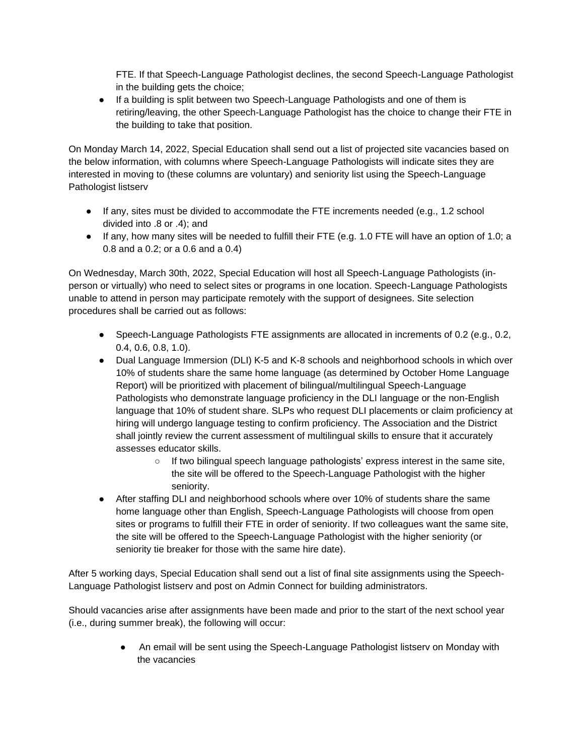FTE. If that Speech-Language Pathologist declines, the second Speech-Language Pathologist in the building gets the choice;

- If a building is split between two Speech-Language Pathologists and one of them is retiring/leaving, the other Speech-Language Pathologist has the choice to change their FTE in the building to take that position.

On Monday March 14, 2022, Special Education shall send out a list of projected site vacancies based on the below information, with columns where Speech-Language Pathologists will indicate sites they are interested in moving to (these columns are voluntary) and seniority list using the Speech-Language Pathologist listserv

- If any, sites must be divided to accommodate the FTE increments needed (e.g., 1.2 school divided into .8 or .4); and
- If any, how many sites will be needed to fulfill their FTE (e.g. 1.0 FTE will have an option of 1.0; a 0.8 and a 0.2; or a 0.6 and a 0.4)

On Wednesday, March 30th, 2022, Special Education will host all Speech-Language Pathologists (in-person or virtually) who need to select sites or programs in one location. Speech-Language Pathologists unable to attend in person may participate remotely with the support of designees. Site selection procedures shall be carried out as follows:

- Speech-Language Pathologists FTE assignments are allocated in increments of 0.2 (e.g., 0.2, 0.4, 0.6, 0.8, 1.0).
- Dual Language Immersion (DLI) K-5 and K-8 schools and neighborhood schools in which over 10% of students share the same home language (as determined by October Home Language Report) will be prioritized with placement of bilingual/multilingual Speech-Language Pathologists who demonstrate language proficiency in the DLI language or the non-English language that 10% of student share. SLPs who request DLI placements or claim proficiency at hiring will undergo language testing to confirm proficiency. The Association and the District shall jointly review the current assessment of multilingual skills to ensure that it accurately assesses educator skills.
    - If two bilingual speech language pathologists' express interest in the same site, the site will be offered to the Speech-Language Pathologist with the higher seniority.
- After staffing DLI and neighborhood schools where over 10% of students share the same home language other than English, Speech-Language Pathologists will choose from open sites or programs to fulfill their FTE in order of seniority. If two colleagues want the same site, the site will be offered to the Speech-Language Pathologist with the higher seniority (or seniority tie breaker for those with the same hire date).

After 5 working days, Special Education shall send out a list of final site assignments using the Speech-Language Pathologist listserv and post on Admin Connect for building administrators.

Should vacancies arise after assignments have been made and prior to the start of the next school year (i.e., during summer break), the following will occur:

- An email will be sent using the Speech-Language Pathologist listserv on Monday with the vacancies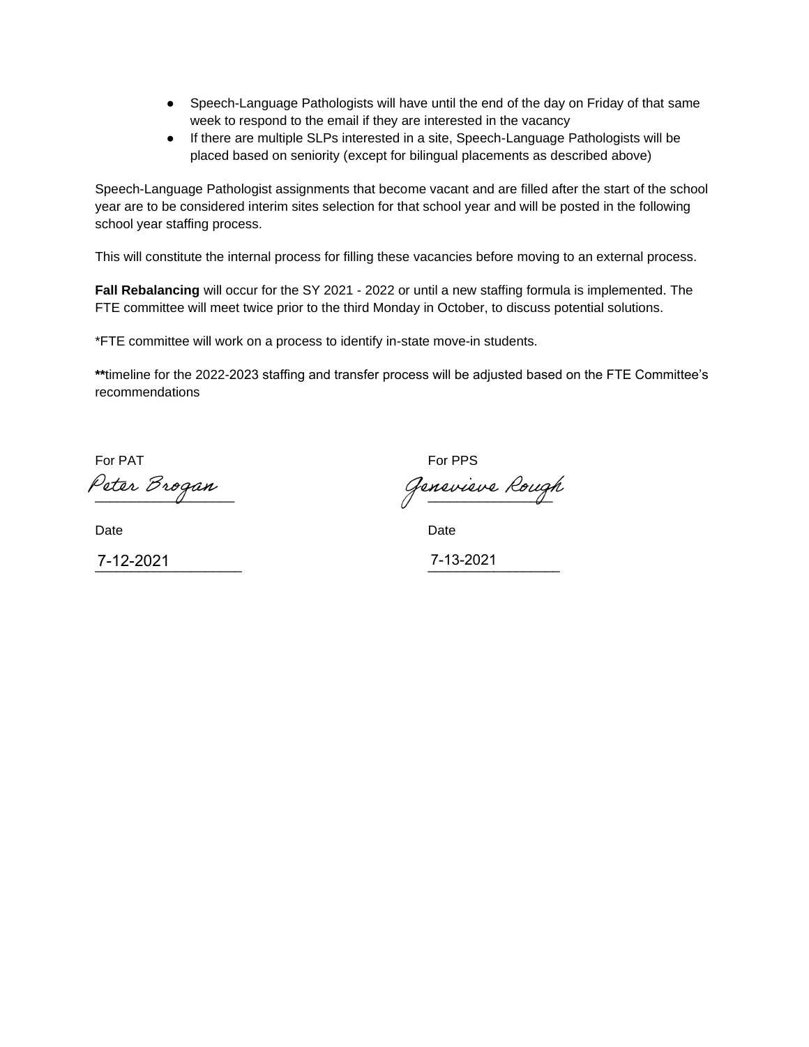- Speech-Language Pathologists will have until the end of the day on Friday of that same week to respond to the email if they are interested in the vacancy
- If there are multiple SLPs interested in a site, Speech-Language Pathologists will be placed based on seniority (except for bilingual placements as described above)

Speech-Language Pathologist assignments that become vacant and are filled after the start of the school year are to be considered interim sites selection for that school year and will be posted in the following school year staffing process.

This will constitute the internal process for filling these vacancies before moving to an external process.

**Fall Rebalancing** will occur for the SY 2021 - 2022 or until a new staffing formula is implemented. The FTE committee will meet twice prior to the third Monday in October, to discuss potential solutions.

*FTE committee will work on a process to identify in-state move-in students.

**timeline for the 2022-2023 staffing and transfer process will be adjusted based on the FTE Committee's recommendations

For PAT

Peter Brogan

Date

7-12-2021

For PPS

Genevieve Rough

Date

7-13-2021